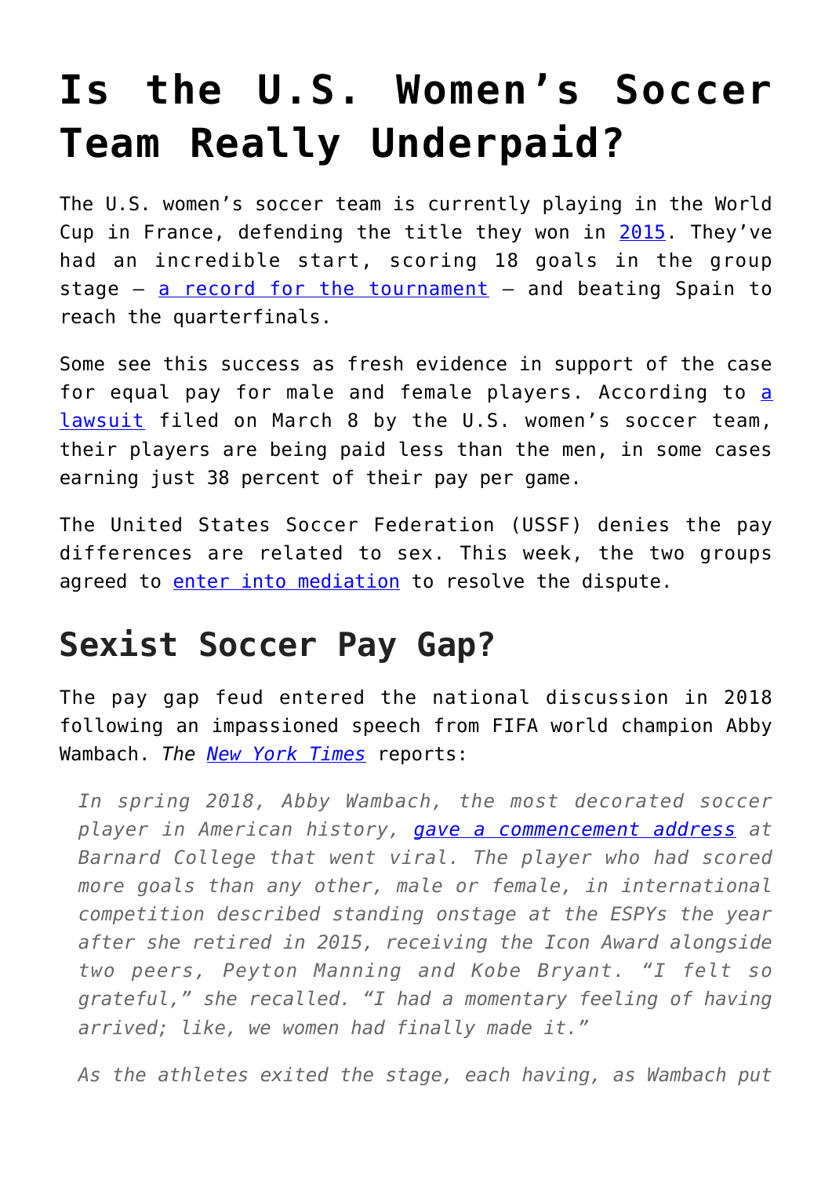# Is the U.S. Women's Soccer Team Really Underpaid?

The U.S. women's soccer team is currently playing in the World Cup in France, defending the title they won in [2015](). They've had an incredible start, scoring 18 goals in the group stage – [a record for the tournament]() – and beating Spain to reach the quarterfinals.

Some see this success as fresh evidence in support of the case for equal pay for male and female players. According to [a lawsuit]() filed on March 8 by the U.S. women's soccer team, their players are being paid less than the men, in some cases earning just 38 percent of their pay per game.

The United States Soccer Federation (USSF) denies the pay differences are related to sex. This week, the two groups agreed to [enter into mediation]() to resolve the dispute.

## Sexist Soccer Pay Gap?

The pay gap feud entered the national discussion in 2018 following an impassioned speech from FIFA world champion Abby Wambach. *The [New York Times]()* reports:

> *In spring 2018, Abby Wambach, the most decorated soccer player in American history, [gave a commencement address]() at Barnard College that went viral. The player who had scored more goals than any other, male or female, in international competition described standing onstage at the ESPYs the year after she retired in 2015, receiving the Icon Award alongside two peers, Peyton Manning and Kobe Bryant. "I felt so grateful," she recalled. "I had a momentary feeling of having arrived; like, we women had finally made it."*
>
> *As the athletes exited the stage, each having, as Wambach put*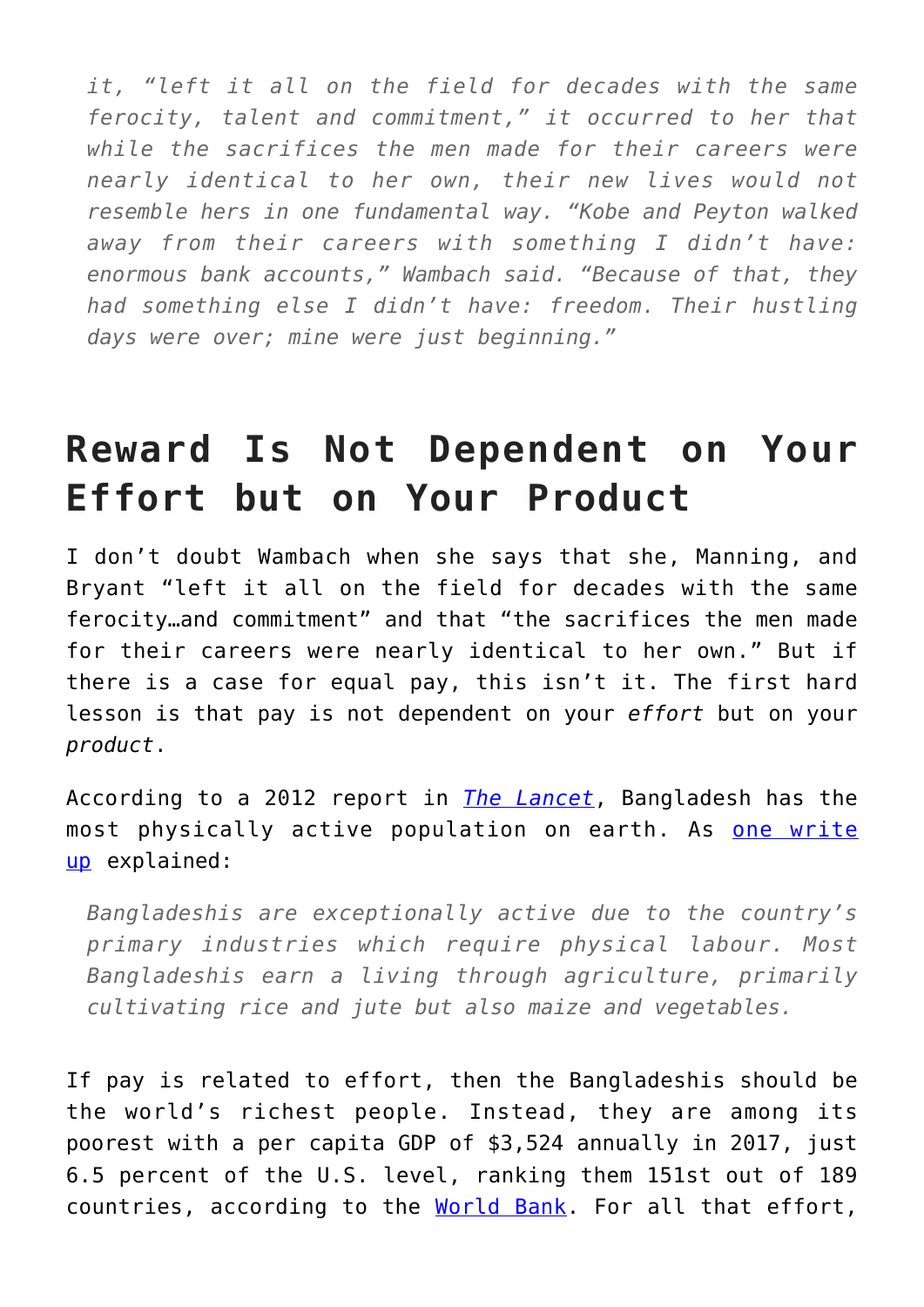> *it, "left it all on the field for decades with the same ferocity, talent and commitment," it occurred to her that while the sacrifices the men made for their careers were nearly identical to her own, their new lives would not resemble hers in one fundamental way. "Kobe and Peyton walked away from their careers with something I didn't have: enormous bank accounts," Wambach said. "Because of that, they had something else I didn't have: freedom. Their hustling days were over; mine were just beginning."*

## Reward Is Not Dependent on Your Effort but on Your Product

I don't doubt Wambach when she says that she, Manning, and Bryant "left it all on the field for decades with the same ferocity…and commitment" and that "the sacrifices the men made for their careers were nearly identical to her own." But if there is a case for equal pay, this isn't it. The first hard lesson is that pay is not dependent on your *effort* but on your *product*.

According to a 2012 report in [*The Lancet*](), Bangladesh has the most physically active population on earth. As [one write up]() explained:

> *Bangladeshis are exceptionally active due to the country's primary industries which require physical labour. Most Bangladeshis earn a living through agriculture, primarily cultivating rice and jute but also maize and vegetables.*

If pay is related to effort, then the Bangladeshis should be the world's richest people. Instead, they are among its poorest with a per capita GDP of $3,524 annually in 2017, just 6.5 percent of the U.S. level, ranking them 151st out of 189 countries, according to the [World Bank](). For all that effort,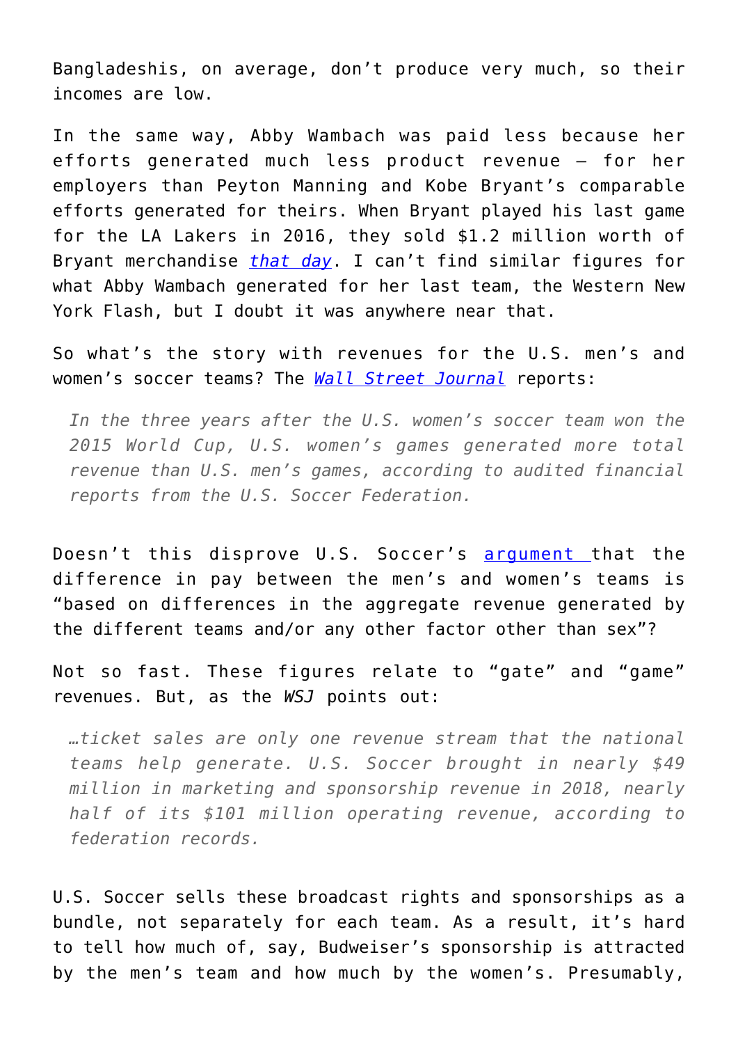Bangladeshis, on average, don't produce very much, so their incomes are low.

In the same way, Abby Wambach was paid less because her efforts generated much less product revenue – for her employers than Peyton Manning and Kobe Bryant's comparable efforts generated for theirs. When Bryant played his last game for the LA Lakers in 2016, they sold $1.2 million worth of Bryant merchandise *that day*. I can't find similar figures for what Abby Wambach generated for her last team, the Western New York Flash, but I doubt it was anywhere near that.

So what's the story with revenues for the U.S. men's and women's soccer teams? The *Wall Street Journal* reports:

> *In the three years after the U.S. women's soccer team won the 2015 World Cup, U.S. women's games generated more total revenue than U.S. men's games, according to audited financial reports from the U.S. Soccer Federation.*

Doesn't this disprove U.S. Soccer's argument that the difference in pay between the men's and women's teams is "based on differences in the aggregate revenue generated by the different teams and/or any other factor other than sex"?

Not so fast. These figures relate to "gate" and "game" revenues. But, as the *WSJ* points out:

> *…ticket sales are only one revenue stream that the national teams help generate. U.S. Soccer brought in nearly $49 million in marketing and sponsorship revenue in 2018, nearly half of its $101 million operating revenue, according to federation records.*

U.S. Soccer sells these broadcast rights and sponsorships as a bundle, not separately for each team. As a result, it's hard to tell how much of, say, Budweiser's sponsorship is attracted by the men's team and how much by the women's. Presumably,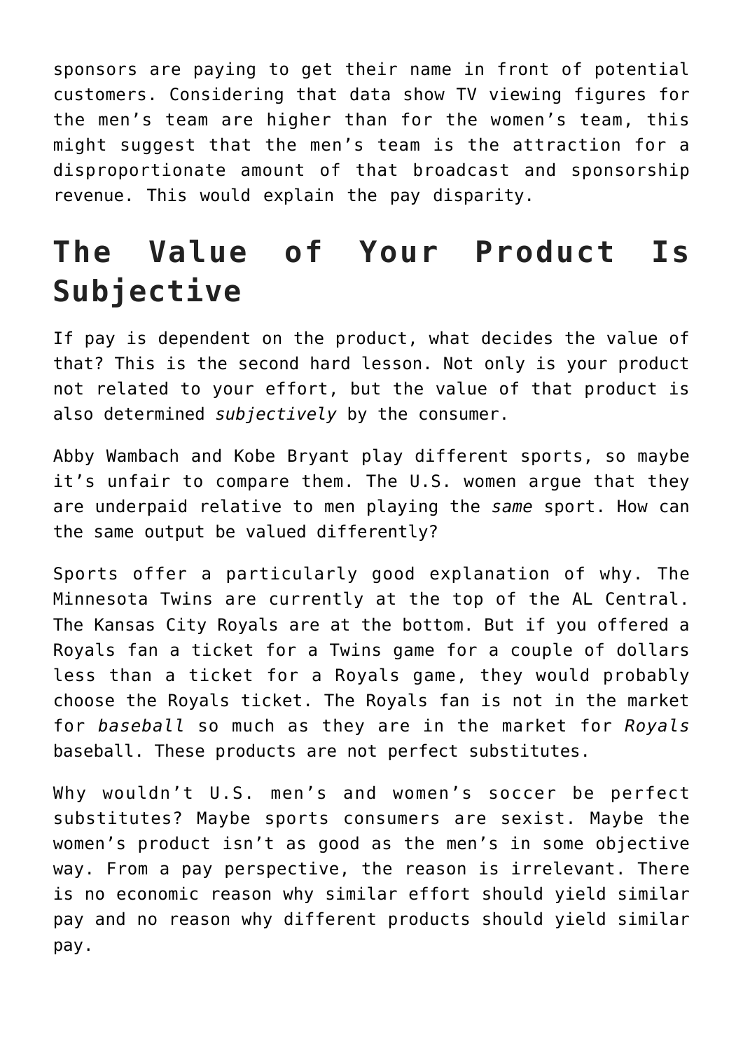sponsors are paying to get their name in front of potential customers. Considering that data show TV viewing figures for the men's team are higher than for the women's team, this might suggest that the men's team is the attraction for a disproportionate amount of that broadcast and sponsorship revenue. This would explain the pay disparity.

## The Value of Your Product Is Subjective

If pay is dependent on the product, what decides the value of that? This is the second hard lesson. Not only is your product not related to your effort, but the value of that product is also determined *subjectively* by the consumer.

Abby Wambach and Kobe Bryant play different sports, so maybe it's unfair to compare them. The U.S. women argue that they are underpaid relative to men playing the *same* sport. How can the same output be valued differently?

Sports offer a particularly good explanation of why. The Minnesota Twins are currently at the top of the AL Central. The Kansas City Royals are at the bottom. But if you offered a Royals fan a ticket for a Twins game for a couple of dollars less than a ticket for a Royals game, they would probably choose the Royals ticket. The Royals fan is not in the market for *baseball* so much as they are in the market for *Royals* baseball. These products are not perfect substitutes.

Why wouldn't U.S. men's and women's soccer be perfect substitutes? Maybe sports consumers are sexist. Maybe the women's product isn't as good as the men's in some objective way. From a pay perspective, the reason is irrelevant. There is no economic reason why similar effort should yield similar pay and no reason why different products should yield similar pay.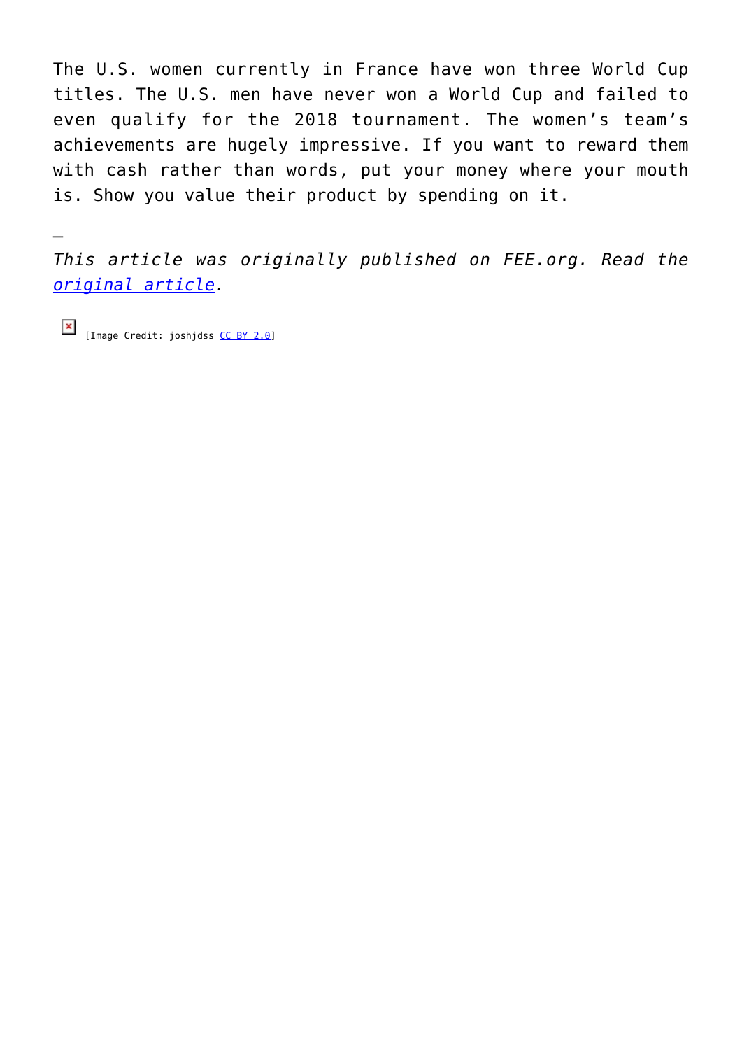The U.S. women currently in France have won three World Cup titles. The U.S. men have never won a World Cup and failed to even qualify for the 2018 tournament. The women's team's achievements are hugely impressive. If you want to reward them with cash rather than words, put your money where your mouth is. Show you value their product by spending on it.

—

*This article was originally published on FEE.org. Read the [original article](original article).*

[Image Credit: joshjdss [CC BY 2.0](CC BY 2.0)]